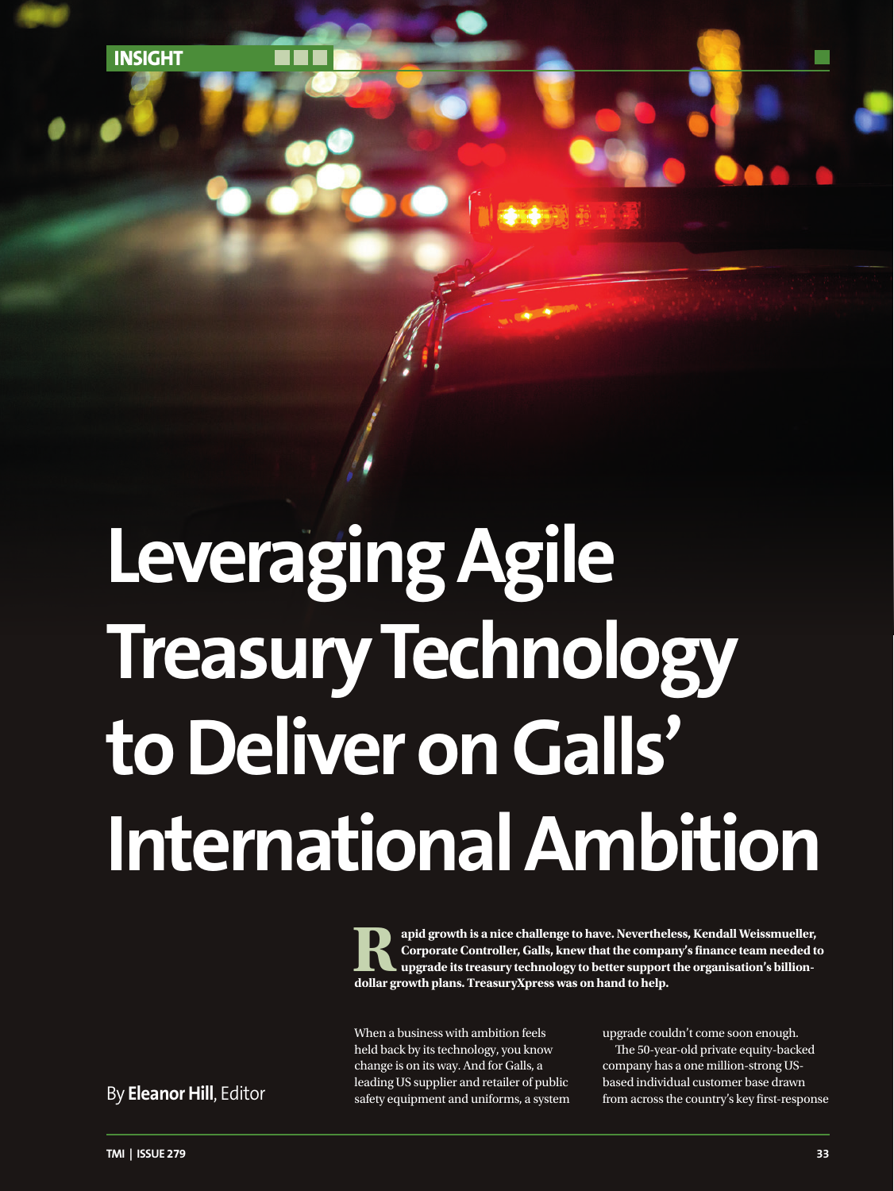INSIGHT

# Leveraging Agile Treasury Technology to Deliver on Galls' International Ambition

**Rapid growth is a nice challenge to have. Nevertheless, Kendall Weissmueller, Corporate Controller, Galls, knew that the company's finance team needed to upgrade its treasury technology to better support the organisation's billion-dollar growth plans. TreasuryXpress was on hand to help.**

By **Eleanor Hill**, Editor

When a business with ambition feels held back by its technology, you know change is on its way. And for Galls, a leading US supplier and retailer of public safety equipment and uniforms, a system upgrade couldn't come soon enough.

The 50-year-old private equity-backed company has a one million-strong US-based individual customer base drawn from across the country's key first-response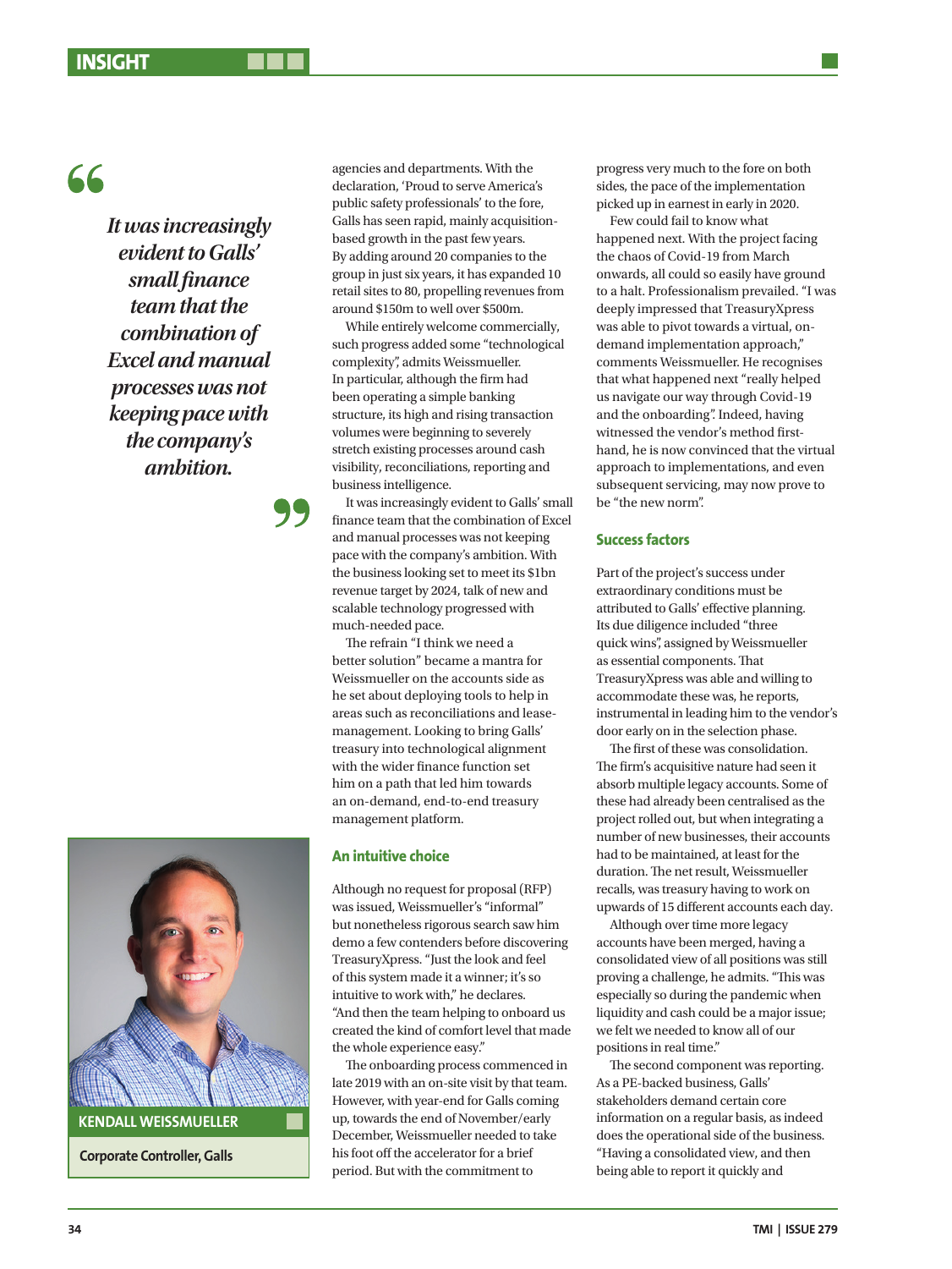> *It was increasingly evident to Galls' small finance team that the combination of Excel and manual processes was not keeping pace with the company's ambition.*

agencies and departments. With the declaration, 'Proud to serve America's public safety professionals' to the fore, Galls has seen rapid, mainly acquisition-based growth in the past few years. By adding around 20 companies to the group in just six years, it has expanded 10 retail sites to 80, propelling revenues from around $150m to well over $500m.

While entirely welcome commercially, such progress added some "technological complexity", admits Weissmueller. In particular, although the firm had been operating a simple banking structure, its high and rising transaction volumes were beginning to severely stretch existing processes around cash visibility, reconciliations, reporting and business intelligence.

It was increasingly evident to Galls' small finance team that the combination of Excel and manual processes was not keeping pace with the company's ambition. With the business looking set to meet its $1bn revenue target by 2024, talk of new and scalable technology progressed with much-needed pace.

The refrain "I think we need a better solution" became a mantra for Weissmueller on the accounts side as he set about deploying tools to help in areas such as reconciliations and lease-management. Looking to bring Galls' treasury into technological alignment with the wider finance function set him on a path that led him towards an on-demand, end-to-end treasury management platform.

**KENDALL WEISSMUELLER**

**Corporate Controller, Galls**

## An intuitive choice

Although no request for proposal (RFP) was issued, Weissmueller's "informal" but nonetheless rigorous search saw him demo a few contenders before discovering TreasuryXpress. "Just the look and feel of this system made it a winner; it's so intuitive to work with," he declares. "And then the team helping to onboard us created the kind of comfort level that made the whole experience easy."

The onboarding process commenced in late 2019 with an on-site visit by that team. However, with year-end for Galls coming up, towards the end of November/early December, Weissmueller needed to take his foot off the accelerator for a brief period. But with the commitment to progress very much to the fore on both sides, the pace of the implementation picked up in earnest in early in 2020.

Few could fail to know what happened next. With the project facing the chaos of Covid-19 from March onwards, all could so easily have ground to a halt. Professionalism prevailed. "I was deeply impressed that TreasuryXpress was able to pivot towards a virtual, on-demand implementation approach," comments Weissmueller. He recognises that what happened next "really helped us navigate our way through Covid-19 and the onboarding". Indeed, having witnessed the vendor's method first-hand, he is now convinced that the virtual approach to implementations, and even subsequent servicing, may now prove to be "the new norm".

## Success factors

Part of the project's success under extraordinary conditions must be attributed to Galls' effective planning. Its due diligence included "three quick wins", assigned by Weissmueller as essential components. That TreasuryXpress was able and willing to accommodate these was, he reports, instrumental in leading him to the vendor's door early on in the selection phase.

The first of these was consolidation. The firm's acquisitive nature had seen it absorb multiple legacy accounts. Some of these had already been centralised as the project rolled out, but when integrating a number of new businesses, their accounts had to be maintained, at least for the duration. The net result, Weissmueller recalls, was treasury having to work on upwards of 15 different accounts each day.

Although over time more legacy accounts have been merged, having a consolidated view of all positions was still proving a challenge, he admits. "This was especially so during the pandemic when liquidity and cash could be a major issue; we felt we needed to know all of our positions in real time."

The second component was reporting. As a PE-backed business, Galls' stakeholders demand certain core information on a regular basis, as indeed does the operational side of the business. "Having a consolidated view, and then being able to report it quickly and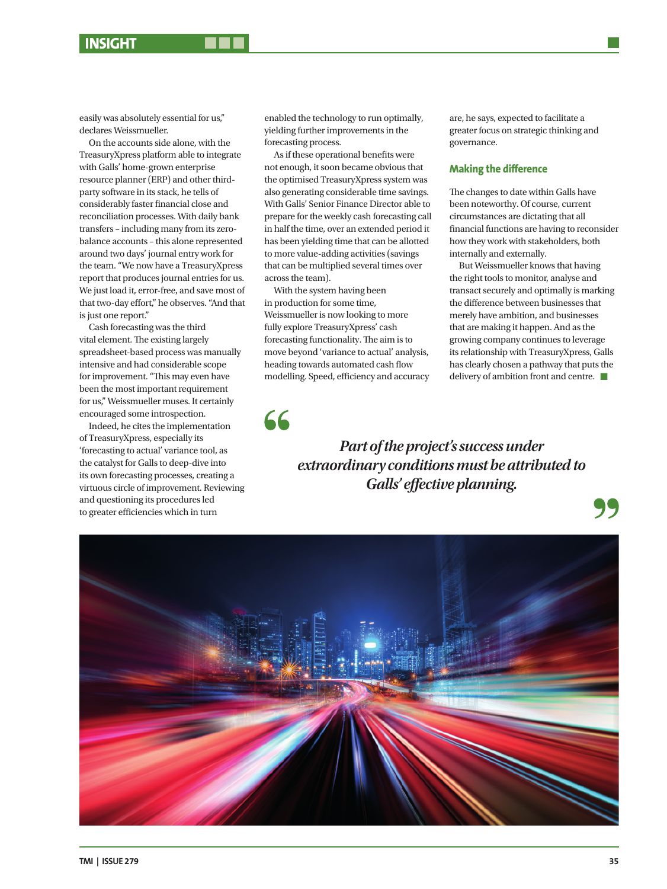easily was absolutely essential for us," declares Weissmueller.

On the accounts side alone, with the TreasuryXpress platform able to integrate with Galls' home-grown enterprise resource planner (ERP) and other third-party software in its stack, he tells of considerably faster financial close and reconciliation processes. With daily bank transfers – including many from its zero-balance accounts – this alone represented around two days' journal entry work for the team. "We now have a TreasuryXpress report that produces journal entries for us. We just load it, error-free, and save most of that two-day effort," he observes. "And that is just one report."

Cash forecasting was the third vital element. The existing largely spreadsheet-based process was manually intensive and had considerable scope for improvement. "This may even have been the most important requirement for us," Weissmueller muses. It certainly encouraged some introspection.

Indeed, he cites the implementation of TreasuryXpress, especially its 'forecasting to actual' variance tool, as the catalyst for Galls to deep-dive into its own forecasting processes, creating a virtuous circle of improvement. Reviewing and questioning its procedures led to greater efficiencies which in turn enabled the technology to run optimally, yielding further improvements in the forecasting process.

As if these operational benefits were not enough, it soon became obvious that the optimised TreasuryXpress system was also generating considerable time savings. With Galls' Senior Finance Director able to prepare for the weekly cash forecasting call in half the time, over an extended period it has been yielding time that can be allotted to more value-adding activities (savings that can be multiplied several times over across the team).

With the system having been in production for some time, Weissmueller is now looking to more fully explore TreasuryXpress' cash forecasting functionality. The aim is to move beyond 'variance to actual' analysis, heading towards automated cash flow modelling. Speed, efficiency and accuracy are, he says, expected to facilitate a greater focus on strategic thinking and governance.

## Making the difference

The changes to date within Galls have been noteworthy. Of course, current circumstances are dictating that all financial functions are having to reconsider how they work with stakeholders, both internally and externally.

But Weissmueller knows that having the right tools to monitor, analyse and transact securely and optimally is marking the difference between businesses that merely have ambition, and businesses that are making it happen. And as the growing company continues to leverage its relationship with TreasuryXpress, Galls has clearly chosen a pathway that puts the delivery of ambition front and centre.

> *Part of the project's success under extraordinary conditions must be attributed to Galls' effective planning.*